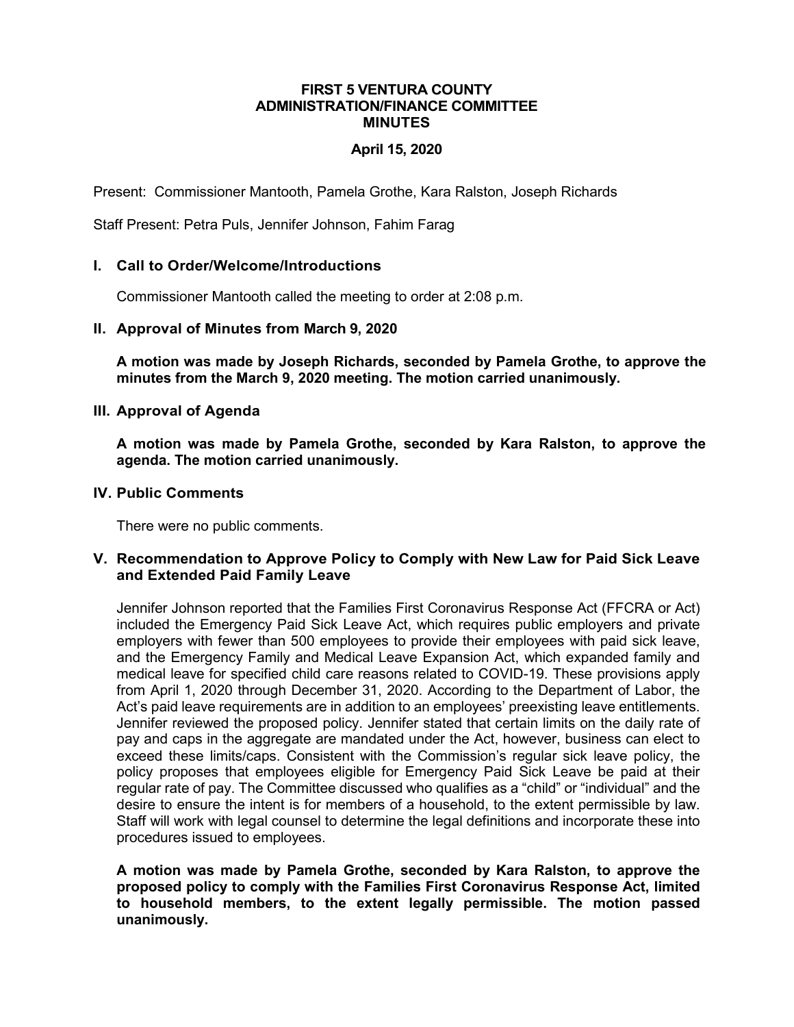# FIRST 5 VENTURA COUNTY
## ADMINISTRATION/FINANCE COMMITTEE
## MINUTES

**April 15, 2020**

Present: Commissioner Mantooth, Pamela Grothe, Kara Ralston, Joseph Richards

Staff Present: Petra Puls, Jennifer Johnson, Fahim Farag

### I. Call to Order/Welcome/Introductions

Commissioner Mantooth called the meeting to order at 2:08 p.m.

### II. Approval of Minutes from March 9, 2020

**A motion was made by Joseph Richards, seconded by Pamela Grothe, to approve the minutes from the March 9, 2020 meeting. The motion carried unanimously.**

### III. Approval of Agenda

**A motion was made by Pamela Grothe, seconded by Kara Ralston, to approve the agenda. The motion carried unanimously.**

### IV. Public Comments

There were no public comments.

### V. Recommendation to Approve Policy to Comply with New Law for Paid Sick Leave and Extended Paid Family Leave

Jennifer Johnson reported that the Families First Coronavirus Response Act (FFCRA or Act) included the Emergency Paid Sick Leave Act, which requires public employers and private employers with fewer than 500 employees to provide their employees with paid sick leave, and the Emergency Family and Medical Leave Expansion Act, which expanded family and medical leave for specified child care reasons related to COVID-19. These provisions apply from April 1, 2020 through December 31, 2020. According to the Department of Labor, the Act's paid leave requirements are in addition to an employees' preexisting leave entitlements. Jennifer reviewed the proposed policy. Jennifer stated that certain limits on the daily rate of pay and caps in the aggregate are mandated under the Act, however, business can elect to exceed these limits/caps. Consistent with the Commission's regular sick leave policy, the policy proposes that employees eligible for Emergency Paid Sick Leave be paid at their regular rate of pay. The Committee discussed who qualifies as a "child" or "individual" and the desire to ensure the intent is for members of a household, to the extent permissible by law. Staff will work with legal counsel to determine the legal definitions and incorporate these into procedures issued to employees.

**A motion was made by Pamela Grothe, seconded by Kara Ralston, to approve the proposed policy to comply with the Families First Coronavirus Response Act, limited to household members, to the extent legally permissible. The motion passed unanimously.**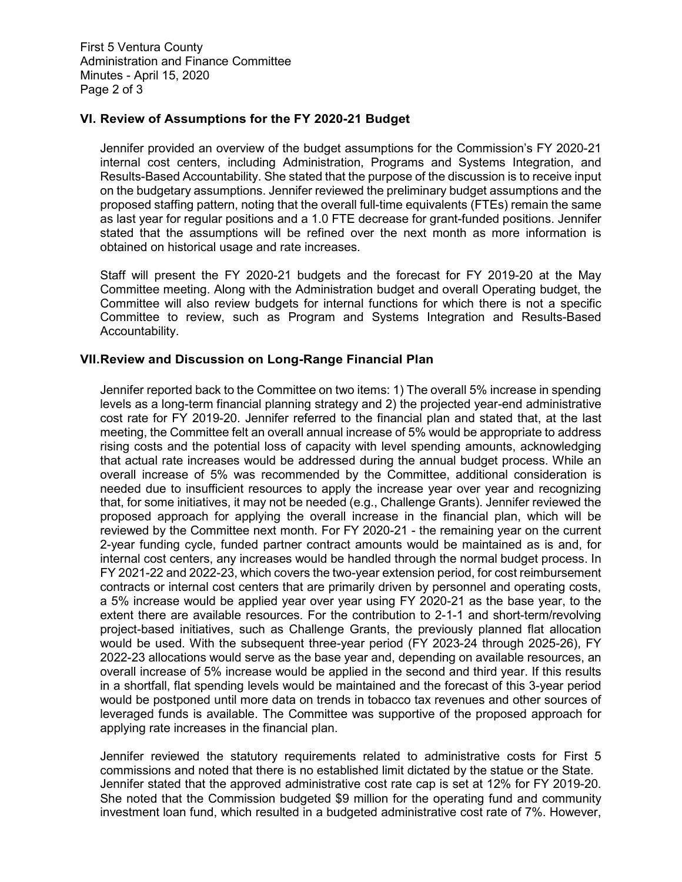## VI. Review of Assumptions for the FY 2020-21 Budget

Jennifer provided an overview of the budget assumptions for the Commission's FY 2020-21 internal cost centers, including Administration, Programs and Systems Integration, and Results-Based Accountability. She stated that the purpose of the discussion is to receive input on the budgetary assumptions. Jennifer reviewed the preliminary budget assumptions and the proposed staffing pattern, noting that the overall full-time equivalents (FTEs) remain the same as last year for regular positions and a 1.0 FTE decrease for grant-funded positions. Jennifer stated that the assumptions will be refined over the next month as more information is obtained on historical usage and rate increases.

Staff will present the FY 2020-21 budgets and the forecast for FY 2019-20 at the May Committee meeting. Along with the Administration budget and overall Operating budget, the Committee will also review budgets for internal functions for which there is not a specific Committee to review, such as Program and Systems Integration and Results-Based Accountability.

## VII. Review and Discussion on Long-Range Financial Plan

Jennifer reported back to the Committee on two items: 1) The overall 5% increase in spending levels as a long-term financial planning strategy and 2) the projected year-end administrative cost rate for FY 2019-20. Jennifer referred to the financial plan and stated that, at the last meeting, the Committee felt an overall annual increase of 5% would be appropriate to address rising costs and the potential loss of capacity with level spending amounts, acknowledging that actual rate increases would be addressed during the annual budget process. While an overall increase of 5% was recommended by the Committee, additional consideration is needed due to insufficient resources to apply the increase year over year and recognizing that, for some initiatives, it may not be needed (e.g., Challenge Grants). Jennifer reviewed the proposed approach for applying the overall increase in the financial plan, which will be reviewed by the Committee next month. For FY 2020-21 - the remaining year on the current 2-year funding cycle, funded partner contract amounts would be maintained as is and, for internal cost centers, any increases would be handled through the normal budget process. In FY 2021-22 and 2022-23, which covers the two-year extension period, for cost reimbursement contracts or internal cost centers that are primarily driven by personnel and operating costs, a 5% increase would be applied year over year using FY 2020-21 as the base year, to the extent there are available resources. For the contribution to 2-1-1 and short-term/revolving project-based initiatives, such as Challenge Grants, the previously planned flat allocation would be used. With the subsequent three-year period (FY 2023-24 through 2025-26), FY 2022-23 allocations would serve as the base year and, depending on available resources, an overall increase of 5% increase would be applied in the second and third year. If this results in a shortfall, flat spending levels would be maintained and the forecast of this 3-year period would be postponed until more data on trends in tobacco tax revenues and other sources of leveraged funds is available. The Committee was supportive of the proposed approach for applying rate increases in the financial plan.

Jennifer reviewed the statutory requirements related to administrative costs for First 5 commissions and noted that there is no established limit dictated by the statue or the State. Jennifer stated that the approved administrative cost rate cap is set at 12% for FY 2019-20. She noted that the Commission budgeted $9 million for the operating fund and community investment loan fund, which resulted in a budgeted administrative cost rate of 7%. However,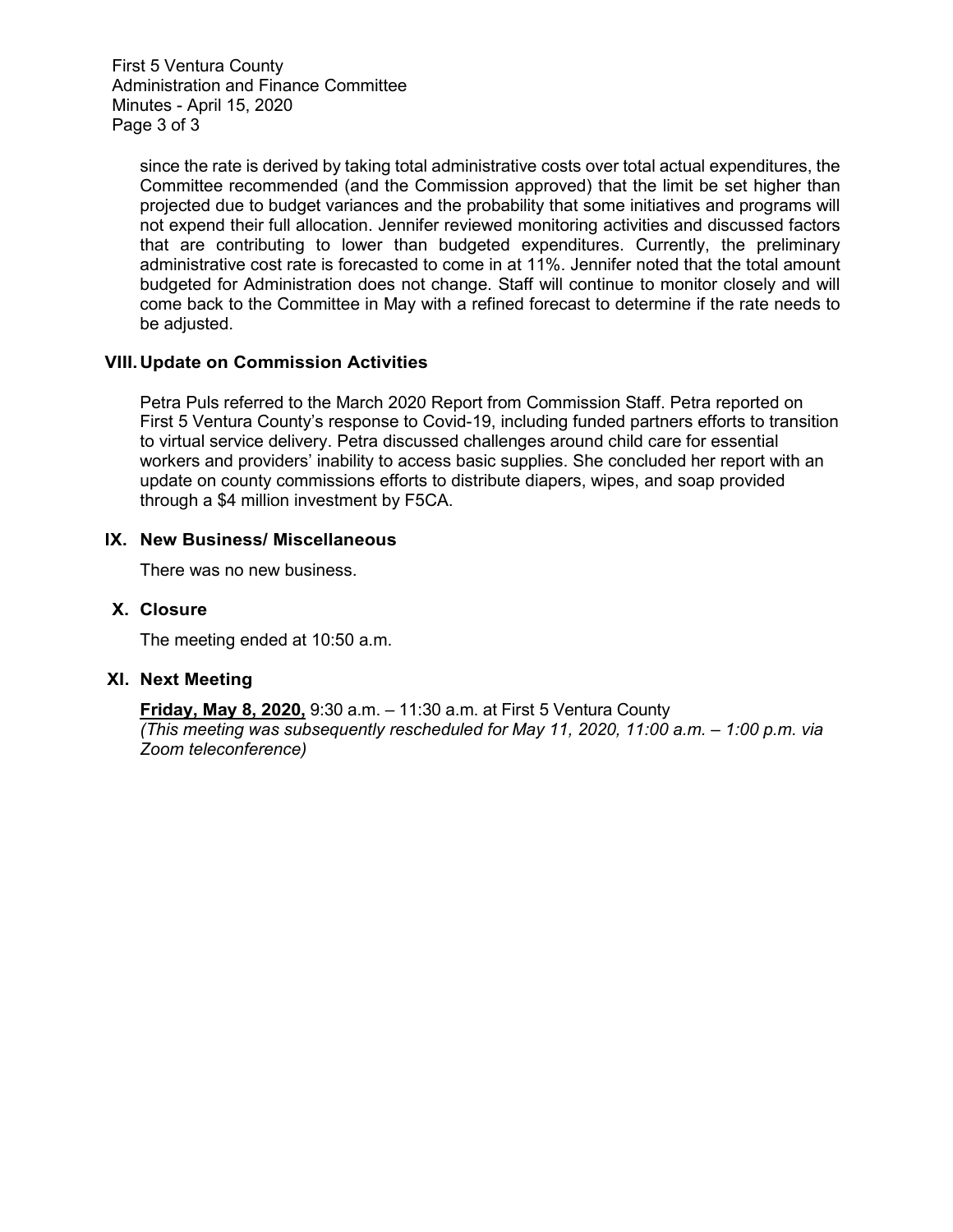since the rate is derived by taking total administrative costs over total actual expenditures, the Committee recommended (and the Commission approved) that the limit be set higher than projected due to budget variances and the probability that some initiatives and programs will not expend their full allocation. Jennifer reviewed monitoring activities and discussed factors that are contributing to lower than budgeted expenditures. Currently, the preliminary administrative cost rate is forecasted to come in at 11%. Jennifer noted that the total amount budgeted for Administration does not change. Staff will continue to monitor closely and will come back to the Committee in May with a refined forecast to determine if the rate needs to be adjusted.

## VIII. Update on Commission Activities

Petra Puls referred to the March 2020 Report from Commission Staff. Petra reported on First 5 Ventura County's response to Covid-19, including funded partners efforts to transition to virtual service delivery. Petra discussed challenges around child care for essential workers and providers' inability to access basic supplies. She concluded her report with an update on county commissions efforts to distribute diapers, wipes, and soap provided through a $4 million investment by F5CA.

## IX. New Business/ Miscellaneous

There was no new business.

## X. Closure

The meeting ended at 10:50 a.m.

## XI. Next Meeting

**Friday, May 8, 2020,** 9:30 a.m. – 11:30 a.m. at First 5 Ventura County
*(This meeting was subsequently rescheduled for May 11, 2020, 11:00 a.m. – 1:00 p.m. via Zoom teleconference)*